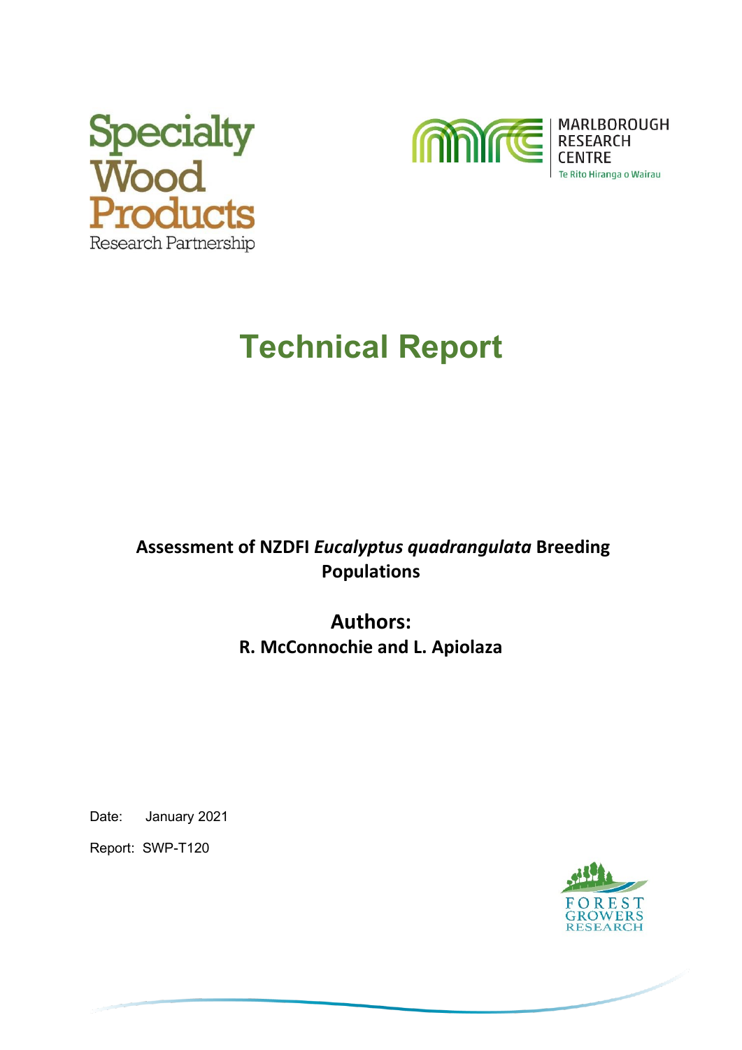Specialty Wood Products Research Partnership

MARLBOROUGH RESEARCH CENTRE
Te Rito Hiranga o Wairau

# Technical Report

## Assessment of NZDFI *Eucalyptus quadrangulata* Breeding Populations

**Authors:**
**R. McConnochie and L. Apiolaza**

Date: January 2021

Report: SWP-T120

FOREST GROWERS RESEARCH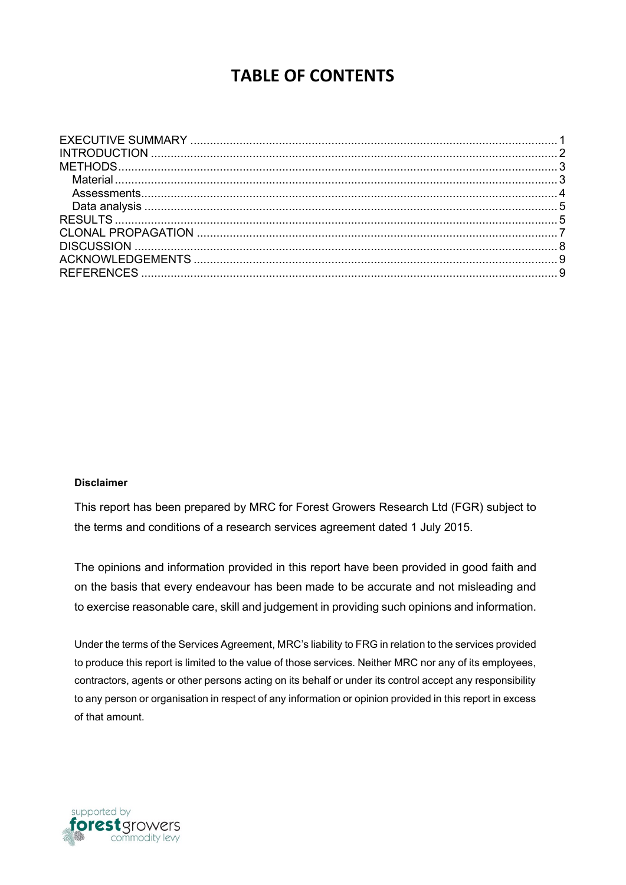# TABLE OF CONTENTS

| | |
|---|---|
| EXECUTIVE SUMMARY | 1 |
| INTRODUCTION | 2 |
| METHODS | 3 |
| Material | 3 |
| Assessments | 4 |
| Data analysis | 5 |
| RESULTS | 5 |
| CLONAL PROPAGATION | 7 |
| DISCUSSION | 8 |
| ACKNOWLEDGEMENTS | 9 |
| REFERENCES | 9 |

**Disclaimer**

This report has been prepared by MRC for Forest Growers Research Ltd (FGR) subject to the terms and conditions of a research services agreement dated 1 July 2015.

The opinions and information provided in this report have been provided in good faith and on the basis that every endeavour has been made to be accurate and not misleading and to exercise reasonable care, skill and judgement in providing such opinions and information.

Under the terms of the Services Agreement, MRC's liability to FRG in relation to the services provided to produce this report is limited to the value of those services. Neither MRC nor any of its employees, contractors, agents or other persons acting on its behalf or under its control accept any responsibility to any person or organisation in respect of any information or opinion provided in this report in excess of that amount.

supported by forestgrowers commodity levy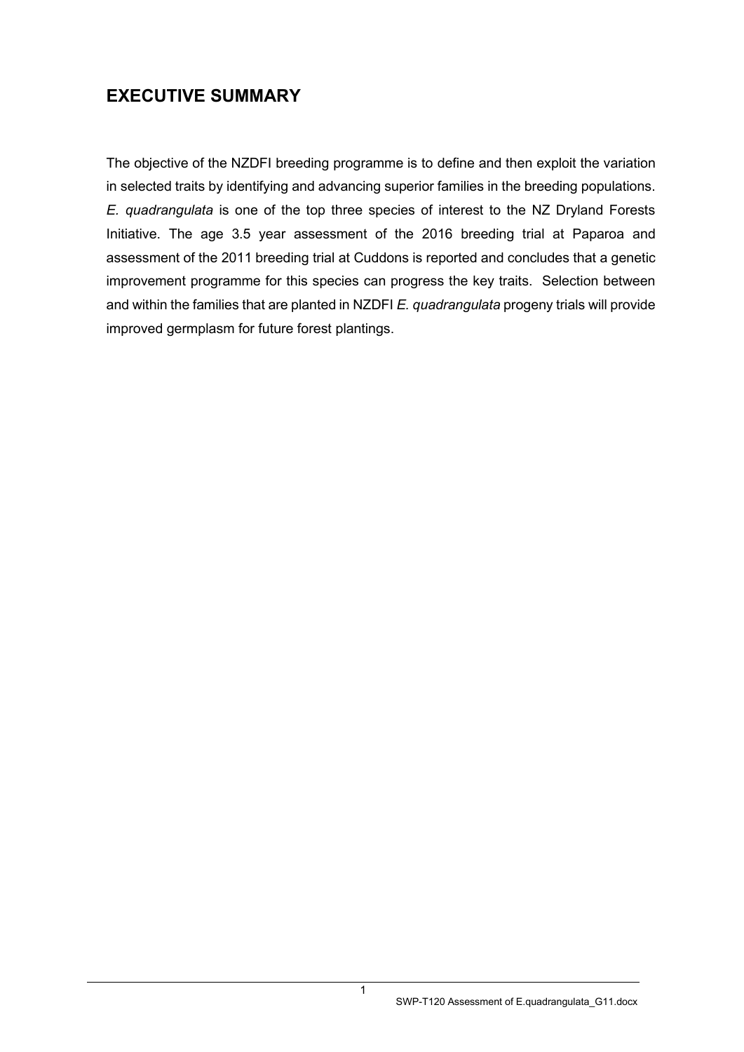## EXECUTIVE SUMMARY

The objective of the NZDFI breeding programme is to define and then exploit the variation in selected traits by identifying and advancing superior families in the breeding populations. *E. quadrangulata* is one of the top three species of interest to the NZ Dryland Forests Initiative. The age 3.5 year assessment of the 2016 breeding trial at Paparoa and assessment of the 2011 breeding trial at Cuddons is reported and concludes that a genetic improvement programme for this species can progress the key traits. Selection between and within the families that are planted in NZDFI *E. quadrangulata* progeny trials will provide improved germplasm for future forest plantings.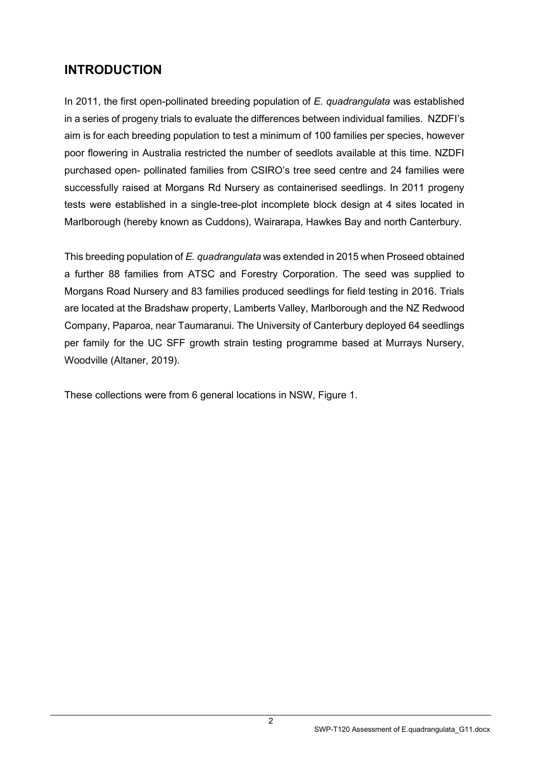## INTRODUCTION

In 2011, the first open-pollinated breeding population of *E. quadrangulata* was established in a series of progeny trials to evaluate the differences between individual families. NZDFI's aim is for each breeding population to test a minimum of 100 families per species, however poor flowering in Australia restricted the number of seedlots available at this time. NZDFI purchased open- pollinated families from CSIRO's tree seed centre and 24 families were successfully raised at Morgans Rd Nursery as containerised seedlings. In 2011 progeny tests were established in a single-tree-plot incomplete block design at 4 sites located in Marlborough (hereby known as Cuddons), Wairarapa, Hawkes Bay and north Canterbury.

This breeding population of *E. quadrangulata* was extended in 2015 when Proseed obtained a further 88 families from ATSC and Forestry Corporation. The seed was supplied to Morgans Road Nursery and 83 families produced seedlings for field testing in 2016. Trials are located at the Bradshaw property, Lamberts Valley, Marlborough and the NZ Redwood Company, Paparoa, near Taumaranui. The University of Canterbury deployed 64 seedlings per family for the UC SFF growth strain testing programme based at Murrays Nursery, Woodville (Altaner, 2019).

These collections were from 6 general locations in NSW, Figure 1.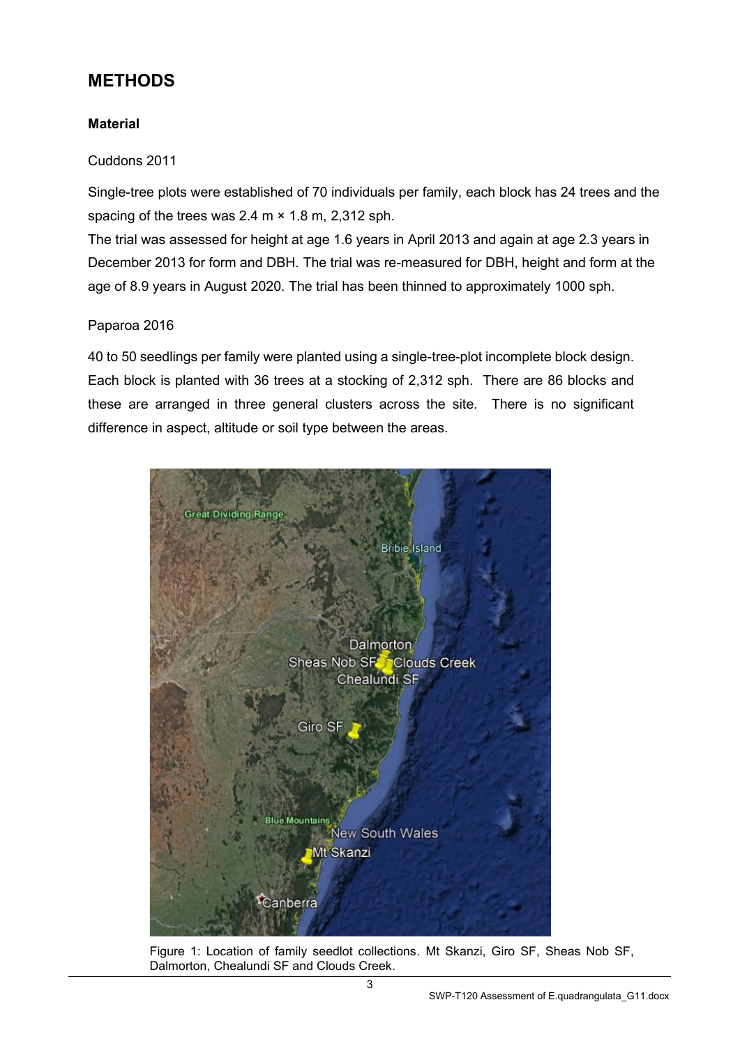# METHODS

### Material

Cuddons 2011

Single-tree plots were established of 70 individuals per family, each block has 24 trees and the spacing of the trees was 2.4 m × 1.8 m, 2,312 sph.
The trial was assessed for height at age 1.6 years in April 2013 and again at age 2.3 years in December 2013 for form and DBH. The trial was re-measured for DBH, height and form at the age of 8.9 years in August 2020. The trial has been thinned to approximately 1000 sph.

Paparoa 2016

40 to 50 seedlings per family were planted using a single-tree-plot incomplete block design. Each block is planted with 36 trees at a stocking of 2,312 sph. There are 86 blocks and these are arranged in three general clusters across the site. There is no significant difference in aspect, altitude or soil type between the areas.

Figure 1: Location of family seedlot collections. Mt Skanzi, Giro SF, Sheas Nob SF, Dalmorton, Chealundi SF and Clouds Creek.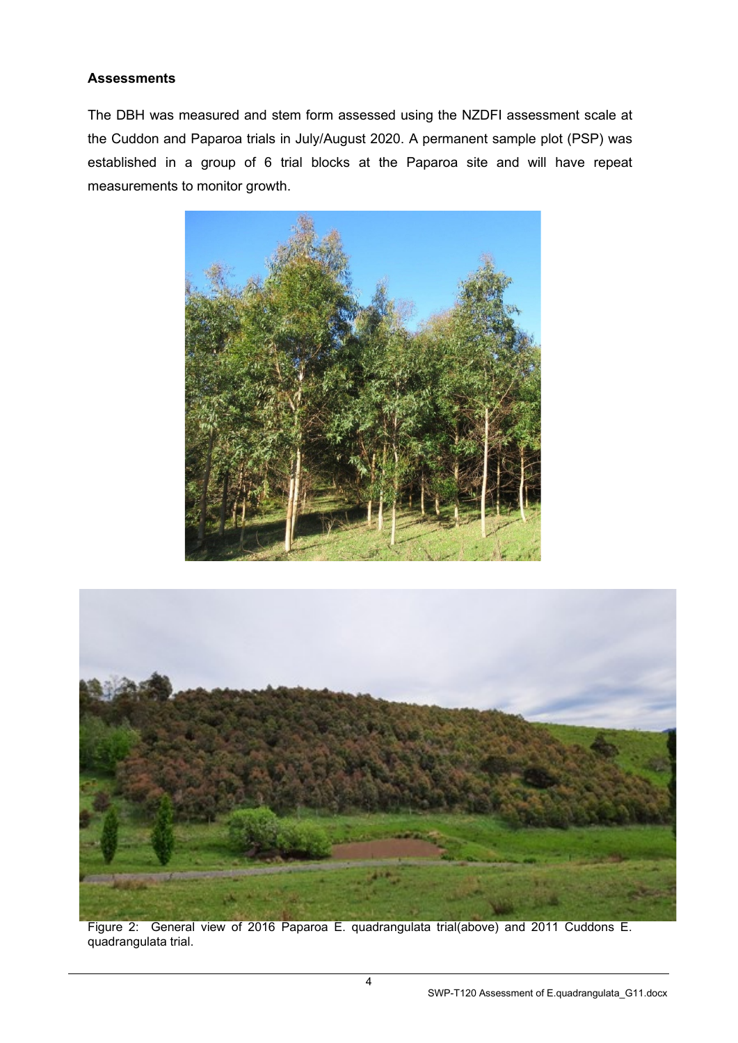### Assessments

The DBH was measured and stem form assessed using the NZDFI assessment scale at the Cuddon and Paparoa trials in July/August 2020. A permanent sample plot (PSP) was established in a group of 6 trial blocks at the Paparoa site and will have repeat measurements to monitor growth.

Figure 2: General view of 2016 Paparoa E. quadrangulata trial(above) and 2011 Cuddons E. quadrangulata trial.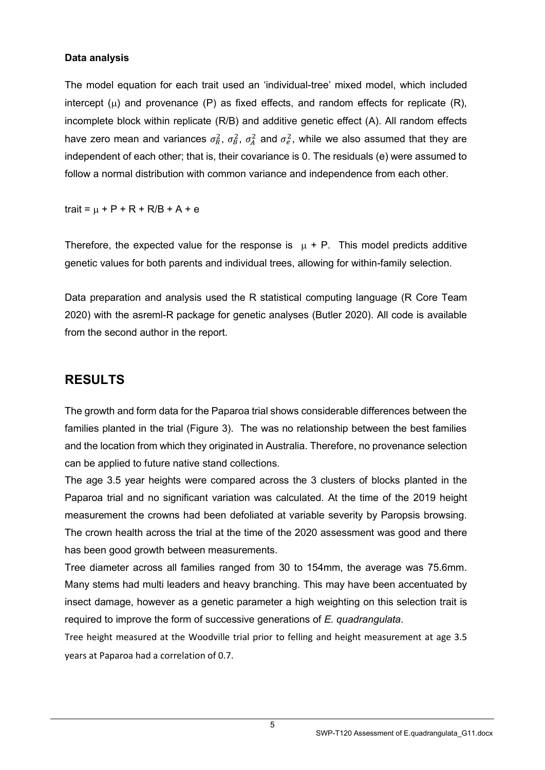**Data analysis**

The model equation for each trait used an 'individual-tree' mixed model, which included intercept ($\mu$) and provenance (P) as fixed effects, and random effects for replicate (R), incomplete block within replicate (R/B) and additive genetic effect (A). All random effects have zero mean and variances $\sigma_R^2$, $\sigma_B^2$, $\sigma_A^2$ and $\sigma_e^2$, while we also assumed that they are independent of each other; that is, their covariance is 0. The residuals (e) were assumed to follow a normal distribution with common variance and independence from each other.

trait = $\mu$ + P + R + R/B + A + e

Therefore, the expected value for the response is $\mu$ + P. This model predicts additive genetic values for both parents and individual trees, allowing for within-family selection.

Data preparation and analysis used the R statistical computing language (R Core Team 2020) with the asreml-R package for genetic analyses (Butler 2020). All code is available from the second author in the report.

# RESULTS

The growth and form data for the Paparoa trial shows considerable differences between the families planted in the trial (Figure 3). The was no relationship between the best families and the location from which they originated in Australia. Therefore, no provenance selection can be applied to future native stand collections.

The age 3.5 year heights were compared across the 3 clusters of blocks planted in the Paparoa trial and no significant variation was calculated. At the time of the 2019 height measurement the crowns had been defoliated at variable severity by Paropsis browsing. The crown health across the trial at the time of the 2020 assessment was good and there has been good growth between measurements.

Tree diameter across all families ranged from 30 to 154mm, the average was 75.6mm. Many stems had multi leaders and heavy branching. This may have been accentuated by insect damage, however as a genetic parameter a high weighting on this selection trait is required to improve the form of successive generations of *E. quadrangulata*.

Tree height measured at the Woodville trial prior to felling and height measurement at age 3.5 years at Paparoa had a correlation of 0.7.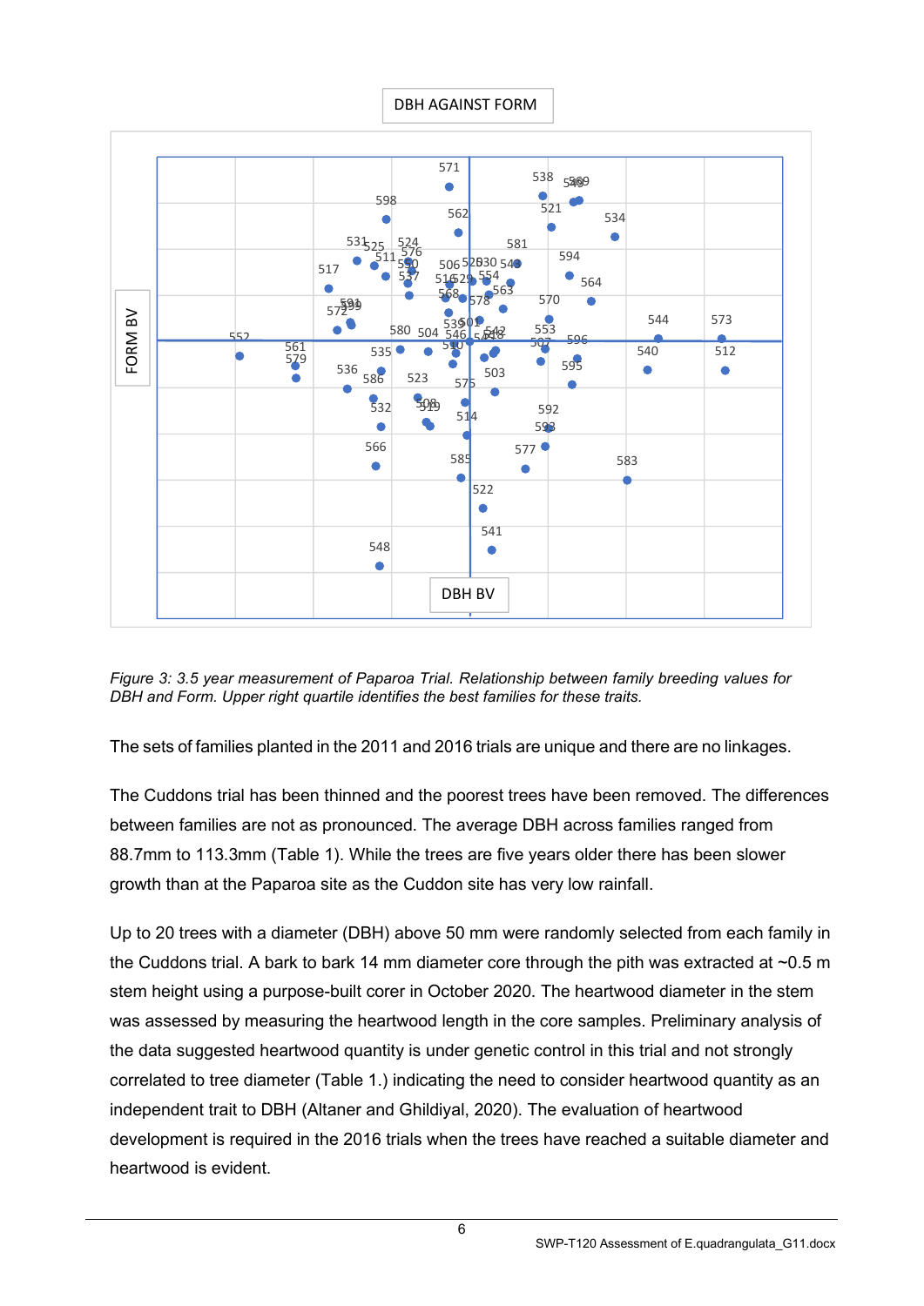*Figure 3: 3.5 year measurement of Paparoa Trial. Relationship between family breeding values for DBH and Form. Upper right quartile identifies the best families for these traits.*

The sets of families planted in the 2011 and 2016 trials are unique and there are no linkages.

The Cuddons trial has been thinned and the poorest trees have been removed. The differences between families are not as pronounced. The average DBH across families ranged from 88.7mm to 113.3mm (Table 1). While the trees are five years older there has been slower growth than at the Paparoa site as the Cuddon site has very low rainfall.

Up to 20 trees with a diameter (DBH) above 50 mm were randomly selected from each family in the Cuddons trial. A bark to bark 14 mm diameter core through the pith was extracted at ~0.5 m stem height using a purpose-built corer in October 2020. The heartwood diameter in the stem was assessed by measuring the heartwood length in the core samples. Preliminary analysis of the data suggested heartwood quantity is under genetic control in this trial and not strongly correlated to tree diameter (Table 1.) indicating the need to consider heartwood quantity as an independent trait to DBH (Altaner and Ghildiyal, 2020). The evaluation of heartwood development is required in the 2016 trials when the trees have reached a suitable diameter and heartwood is evident.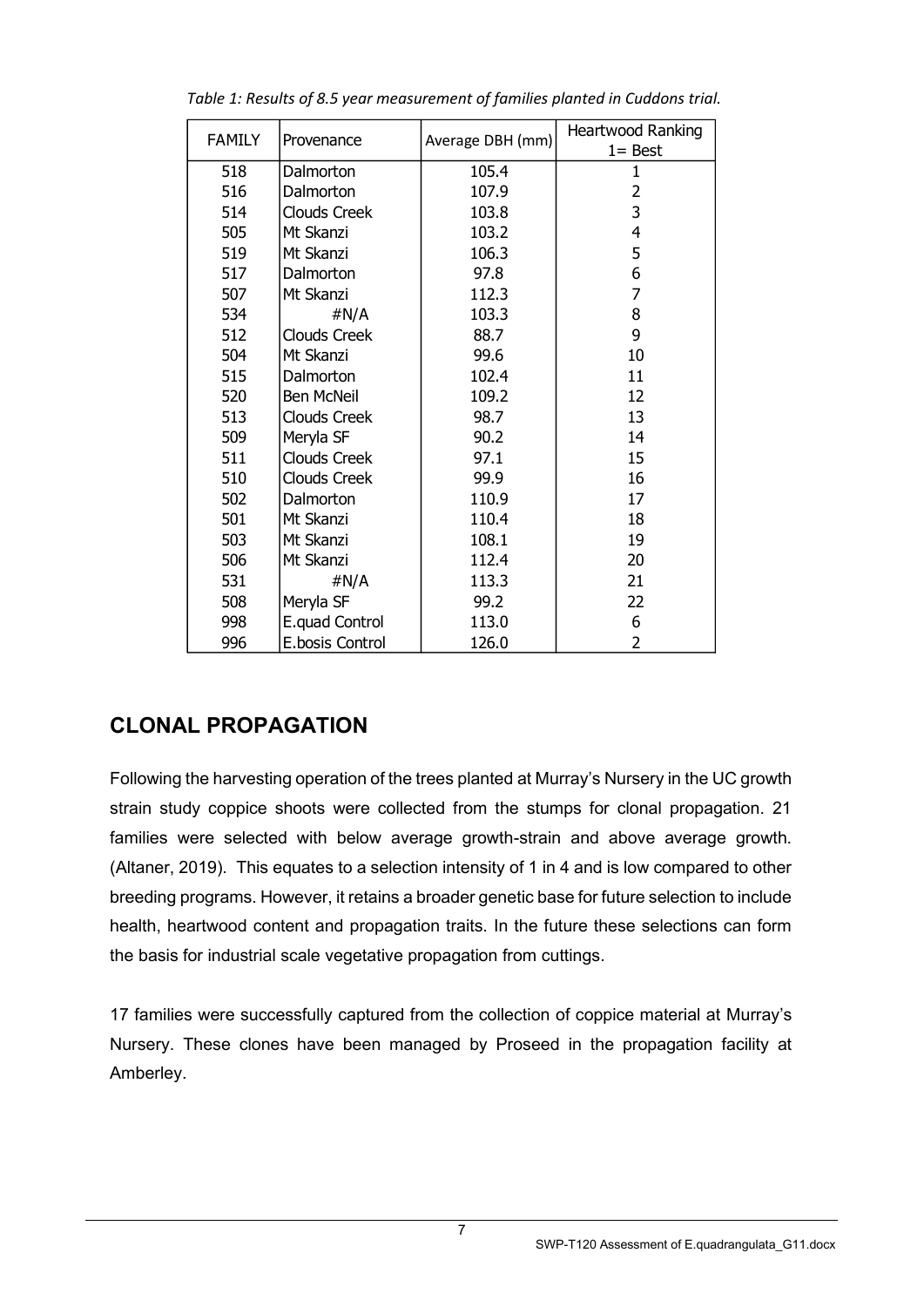*Table 1: Results of 8.5 year measurement of families planted in Cuddons trial.*

| FAMILY | Provenance | Average DBH (mm) | Heartwood Ranking 1= Best |
|---|---|---|---|
| 518 | Dalmorton | 105.4 | 1 |
| 516 | Dalmorton | 107.9 | 2 |
| 514 | Clouds Creek | 103.8 | 3 |
| 505 | Mt Skanzi | 103.2 | 4 |
| 519 | Mt Skanzi | 106.3 | 5 |
| 517 | Dalmorton | 97.8 | 6 |
| 507 | Mt Skanzi | 112.3 | 7 |
| 534 | #N/A | 103.3 | 8 |
| 512 | Clouds Creek | 88.7 | 9 |
| 504 | Mt Skanzi | 99.6 | 10 |
| 515 | Dalmorton | 102.4 | 11 |
| 520 | Ben McNeil | 109.2 | 12 |
| 513 | Clouds Creek | 98.7 | 13 |
| 509 | Meryla SF | 90.2 | 14 |
| 511 | Clouds Creek | 97.1 | 15 |
| 510 | Clouds Creek | 99.9 | 16 |
| 502 | Dalmorton | 110.9 | 17 |
| 501 | Mt Skanzi | 110.4 | 18 |
| 503 | Mt Skanzi | 108.1 | 19 |
| 506 | Mt Skanzi | 112.4 | 20 |
| 531 | #N/A | 113.3 | 21 |
| 508 | Meryla SF | 99.2 | 22 |
| 998 | E.quad Control | 113.0 | 6 |
| 996 | E.bosis Control | 126.0 | 2 |

## CLONAL PROPAGATION

Following the harvesting operation of the trees planted at Murray's Nursery in the UC growth strain study coppice shoots were collected from the stumps for clonal propagation. 21 families were selected with below average growth-strain and above average growth. (Altaner, 2019). This equates to a selection intensity of 1 in 4 and is low compared to other breeding programs. However, it retains a broader genetic base for future selection to include health, heartwood content and propagation traits. In the future these selections can form the basis for industrial scale vegetative propagation from cuttings.

17 families were successfully captured from the collection of coppice material at Murray's Nursery. These clones have been managed by Proseed in the propagation facility at Amberley.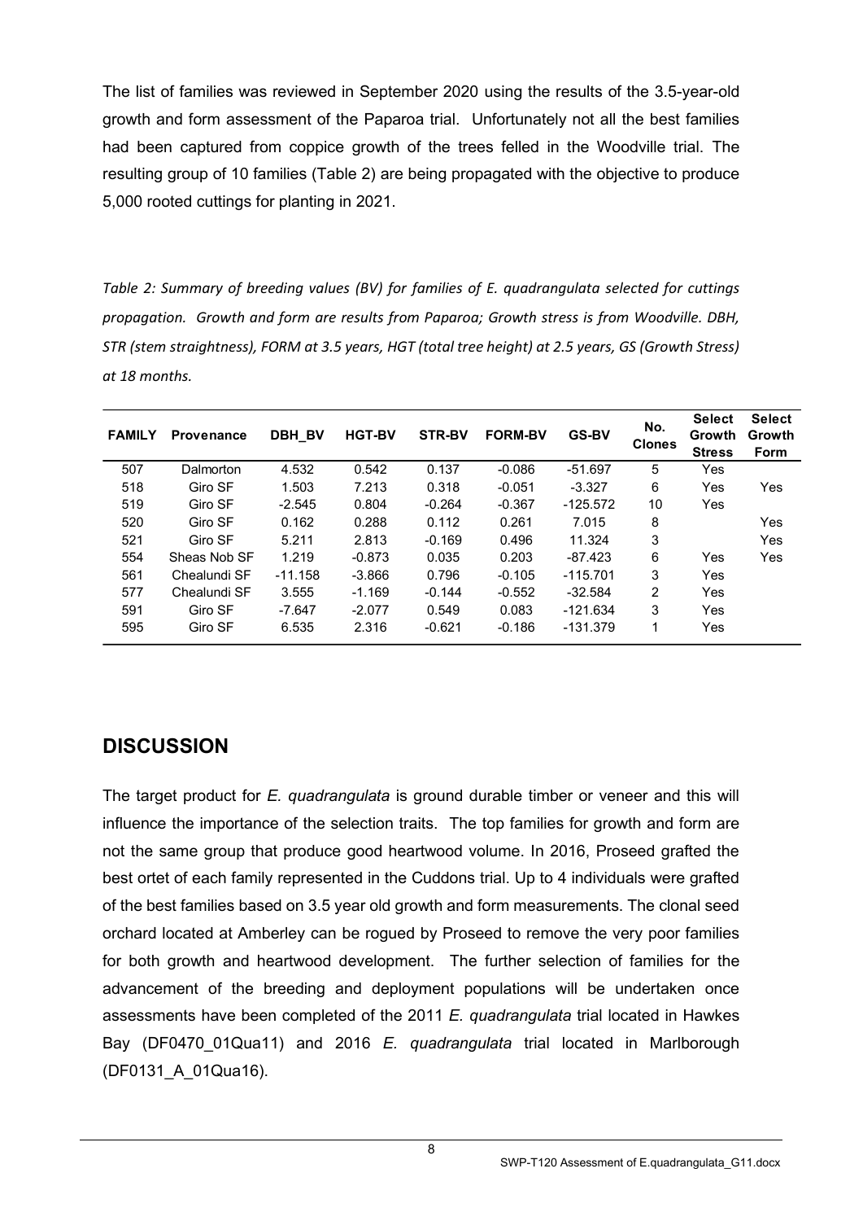The list of families was reviewed in September 2020 using the results of the 3.5-year-old growth and form assessment of the Paparoa trial. Unfortunately not all the best families had been captured from coppice growth of the trees felled in the Woodville trial. The resulting group of 10 families (Table 2) are being propagated with the objective to produce 5,000 rooted cuttings for planting in 2021.

*Table 2: Summary of breeding values (BV) for families of E. quadrangulata selected for cuttings propagation. Growth and form are results from Paparoa; Growth stress is from Woodville. DBH, STR (stem straightness), FORM at 3.5 years, HGT (total tree height) at 2.5 years, GS (Growth Stress) at 18 months.*

| FAMILY | Provenance | DBH_BV | HGT-BV | STR-BV | FORM-BV | GS-BV | No. Clones | Select Growth Stress | Select Growth Form |
|---|---|---|---|---|---|---|---|---|---|
| 507 | Dalmorton | 4.532 | 0.542 | 0.137 | -0.086 | -51.697 | 5 | Yes | |
| 518 | Giro SF | 1.503 | 7.213 | 0.318 | -0.051 | -3.327 | 6 | Yes | Yes |
| 519 | Giro SF | -2.545 | 0.804 | -0.264 | -0.367 | -125.572 | 10 | Yes | |
| 520 | Giro SF | 0.162 | 0.288 | 0.112 | 0.261 | 7.015 | 8 | | Yes |
| 521 | Giro SF | 5.211 | 2.813 | -0.169 | 0.496 | 11.324 | 3 | | Yes |
| 554 | Sheas Nob SF | 1.219 | -0.873 | 0.035 | 0.203 | -87.423 | 6 | Yes | Yes |
| 561 | Chealundi SF | -11.158 | -3.866 | 0.796 | -0.105 | -115.701 | 3 | Yes | |
| 577 | Chealundi SF | 3.555 | -1.169 | -0.144 | -0.552 | -32.584 | 2 | Yes | |
| 591 | Giro SF | -7.647 | -2.077 | 0.549 | 0.083 | -121.634 | 3 | Yes | |
| 595 | Giro SF | 6.535 | 2.316 | -0.621 | -0.186 | -131.379 | 1 | Yes | |

## DISCUSSION

The target product for *E. quadrangulata* is ground durable timber or veneer and this will influence the importance of the selection traits. The top families for growth and form are not the same group that produce good heartwood volume. In 2016, Proseed grafted the best ortet of each family represented in the Cuddons trial. Up to 4 individuals were grafted of the best families based on 3.5 year old growth and form measurements. The clonal seed orchard located at Amberley can be rogued by Proseed to remove the very poor families for both growth and heartwood development. The further selection of families for the advancement of the breeding and deployment populations will be undertaken once assessments have been completed of the 2011 *E. quadrangulata* trial located in Hawkes Bay (DF0470_01Qua11) and 2016 *E. quadrangulata* trial located in Marlborough (DF0131_A_01Qua16).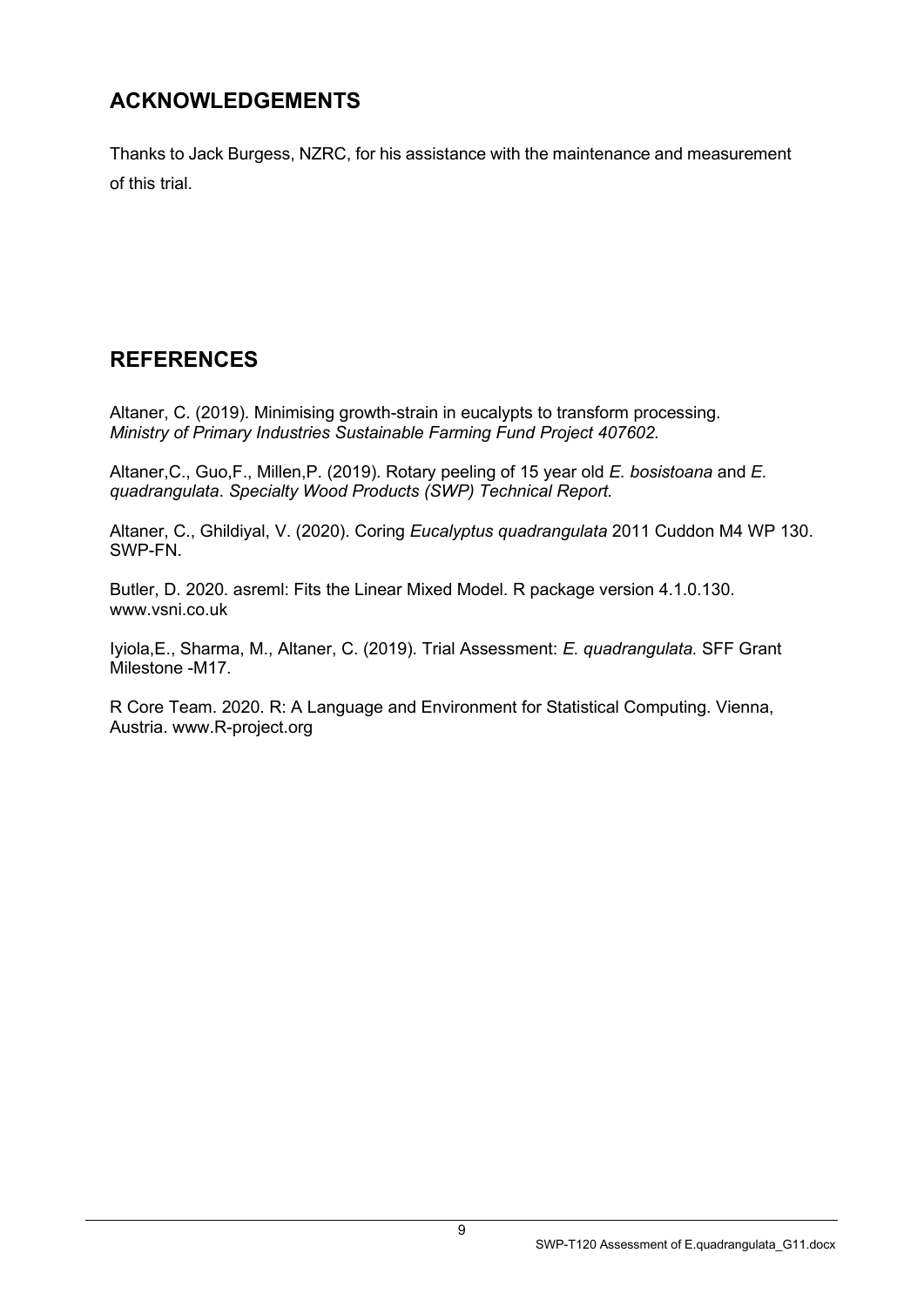## ACKNOWLEDGEMENTS

Thanks to Jack Burgess, NZRC, for his assistance with the maintenance and measurement of this trial.

## REFERENCES

Altaner, C. (2019). Minimising growth-strain in eucalypts to transform processing. *Ministry of Primary Industries Sustainable Farming Fund Project 407602.*

Altaner,C., Guo,F., Millen,P. (2019). Rotary peeling of 15 year old *E. bosistoana* and *E. quadrangulata*. *Specialty Wood Products (SWP) Technical Report.*

Altaner, C., Ghildiyal, V. (2020). Coring *Eucalyptus quadrangulata* 2011 Cuddon M4 WP 130. SWP-FN.

Butler, D. 2020. asreml: Fits the Linear Mixed Model. R package version 4.1.0.130. www.vsni.co.uk

Iyiola,E., Sharma, M., Altaner, C. (2019). Trial Assessment: *E. quadrangulata.* SFF Grant Milestone -M17.

R Core Team. 2020. R: A Language and Environment for Statistical Computing. Vienna, Austria. www.R-project.org